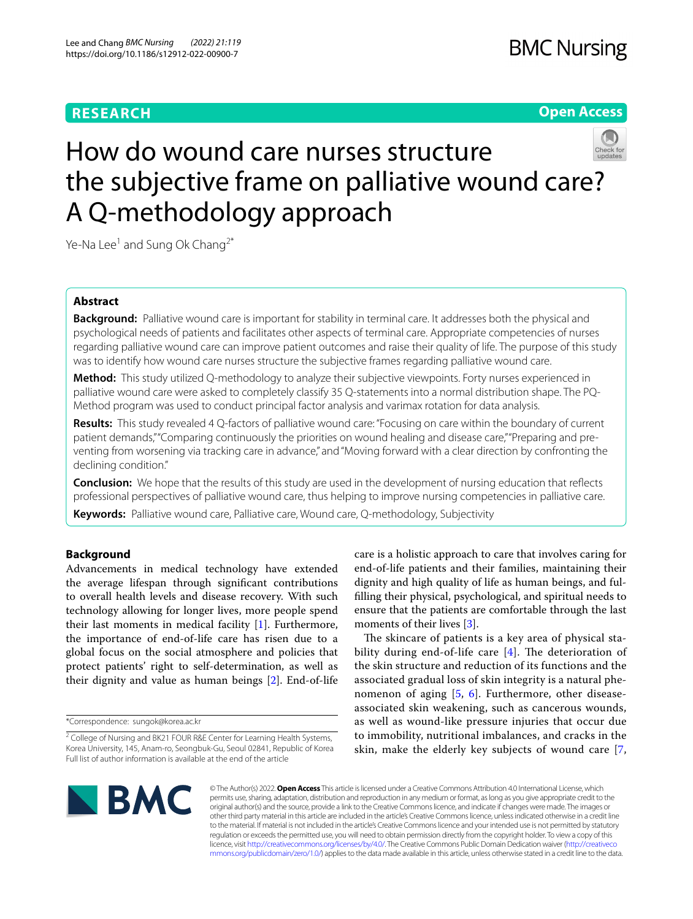RESEARCH

Open Access

# How do wound care nurses structure the subjective frame on palliative wound care? A Q-methodology approach

Ye-Na Lee[1] and Sung Ok Chang[2*]

## Abstract

**Background:** Palliative wound care is important for stability in terminal care. It addresses both the physical and psychological needs of patients and facilitates other aspects of terminal care. Appropriate competencies of nurses regarding palliative wound care can improve patient outcomes and raise their quality of life. The purpose of this study was to identify how wound care nurses structure the subjective frames regarding palliative wound care.

**Method:** This study utilized Q-methodology to analyze their subjective viewpoints. Forty nurses experienced in palliative wound care were asked to completely classify 35 Q-statements into a normal distribution shape. The PQ-Method program was used to conduct principal factor analysis and varimax rotation for data analysis.

**Results:** This study revealed 4 Q-factors of palliative wound care: "Focusing on care within the boundary of current patient demands," "Comparing continuously the priorities on wound healing and disease care," "Preparing and preventing from worsening via tracking care in advance," and "Moving forward with a clear direction by confronting the declining condition."

**Conclusion:** We hope that the results of this study are used in the development of nursing education that reflects professional perspectives of palliative wound care, thus helping to improve nursing competencies in palliative care.

**Keywords:** Palliative wound care, Palliative care, Wound care, Q-methodology, Subjectivity

## Background

Advancements in medical technology have extended the average lifespan through significant contributions to overall health levels and disease recovery. With such technology allowing for longer lives, more people spend their last moments in medical facility [1]. Furthermore, the importance of end-of-life care has risen due to a global focus on the social atmosphere and policies that protect patients' right to self-determination, as well as their dignity and value as human beings [2]. End-of-life care is a holistic approach to care that involves caring for end-of-life patients and their families, maintaining their dignity and high quality of life as human beings, and fulfilling their physical, psychological, and spiritual needs to ensure that the patients are comfortable through the last moments of their lives [3].

The skincare of patients is a key area of physical stability during end-of-life care [4]. The deterioration of the skin structure and reduction of its functions and the associated gradual loss of skin integrity is a natural phenomenon of aging [5, 6]. Furthermore, other disease-associated skin weakening, such as cancerous wounds, as well as wound-like pressure injuries that occur due to immobility, nutritional imbalances, and cracks in the skin, make the elderly key subjects of wound care [7,

*Correspondence: sungok@korea.ac.kr

[2] College of Nursing and BK21 FOUR R&E Center for Learning Health Systems, Korea University, 145, Anam-ro, Seongbuk-Gu, Seoul 02841, Republic of Korea

Full list of author information is available at the end of the article

© The Author(s) 2022. **Open Access** This article is licensed under a Creative Commons Attribution 4.0 International License, which permits use, sharing, adaptation, distribution and reproduction in any medium or format, as long as you give appropriate credit to the original author(s) and the source, provide a link to the Creative Commons licence, and indicate if changes were made. The images or other third party material in this article are included in the article's Creative Commons licence, unless indicated otherwise in a credit line to the material. If material is not included in the article's Creative Commons licence and your intended use is not permitted by statutory regulation or exceeds the permitted use, you will need to obtain permission directly from the copyright holder. To view a copy of this licence, visit http://creativecommons.org/licenses/by/4.0/. The Creative Commons Public Domain Dedication waiver (http://creativecommons.org/publicdomain/zero/1.0/) applies to the data made available in this article, unless otherwise stated in a credit line to the data.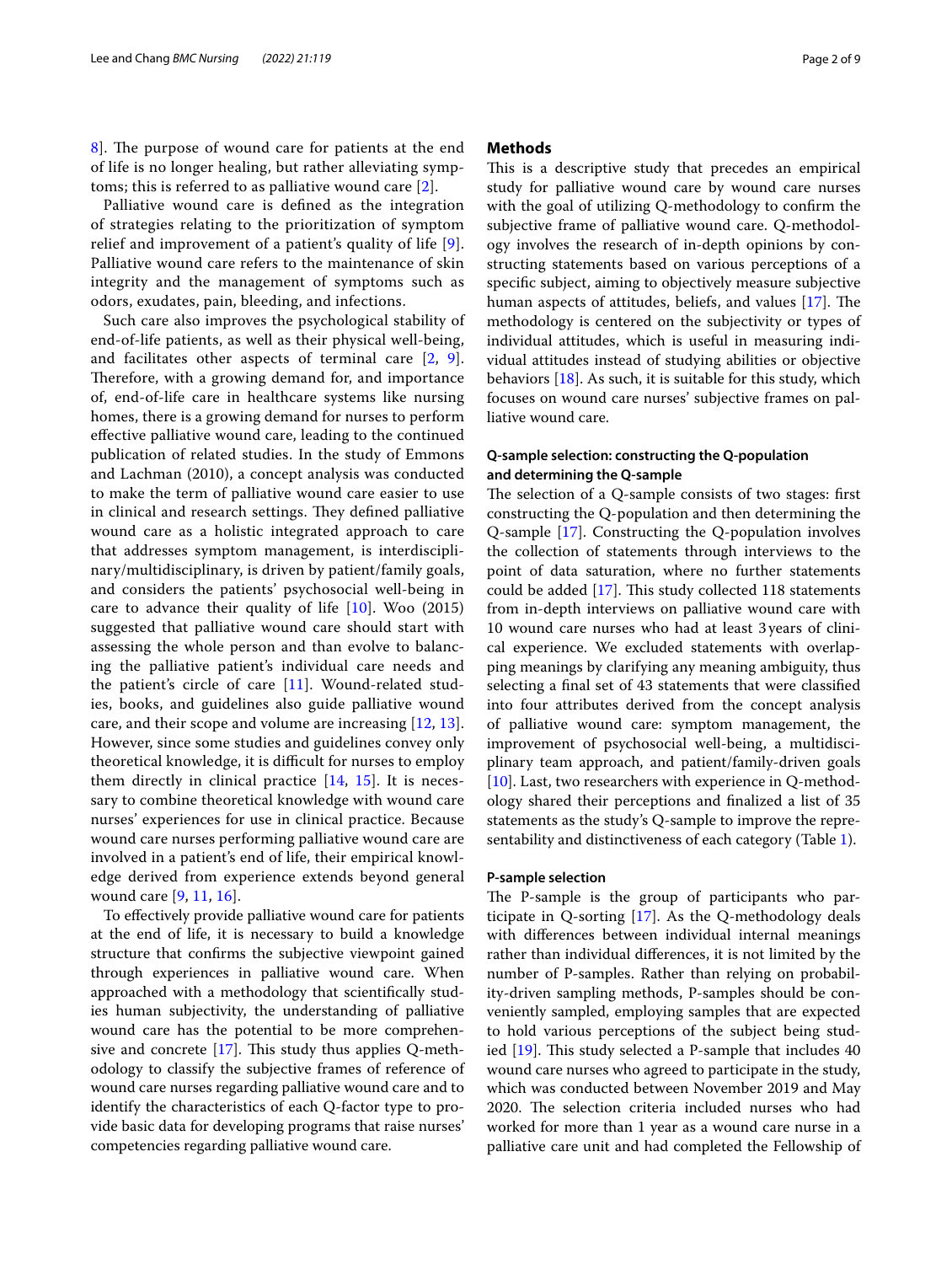8]. The purpose of wound care for patients at the end of life is no longer healing, but rather alleviating symptoms; this is referred to as palliative wound care [2].

Palliative wound care is defined as the integration of strategies relating to the prioritization of symptom relief and improvement of a patient's quality of life [9]. Palliative wound care refers to the maintenance of skin integrity and the management of symptoms such as odors, exudates, pain, bleeding, and infections.

Such care also improves the psychological stability of end-of-life patients, as well as their physical well-being, and facilitates other aspects of terminal care [2, 9]. Therefore, with a growing demand for, and importance of, end-of-life care in healthcare systems like nursing homes, there is a growing demand for nurses to perform effective palliative wound care, leading to the continued publication of related studies. In the study of Emmons and Lachman (2010), a concept analysis was conducted to make the term of palliative wound care easier to use in clinical and research settings. They defined palliative wound care as a holistic integrated approach to care that addresses symptom management, is interdisciplinary/multidisciplinary, is driven by patient/family goals, and considers the patients' psychosocial well-being in care to advance their quality of life [10]. Woo (2015) suggested that palliative wound care should start with assessing the whole person and than evolve to balancing the palliative patient's individual care needs and the patient's circle of care [11]. Wound-related studies, books, and guidelines also guide palliative wound care, and their scope and volume are increasing [12, 13]. However, since some studies and guidelines convey only theoretical knowledge, it is difficult for nurses to employ them directly in clinical practice [14, 15]. It is necessary to combine theoretical knowledge with wound care nurses' experiences for use in clinical practice. Because wound care nurses performing palliative wound care are involved in a patient's end of life, their empirical knowledge derived from experience extends beyond general wound care [9, 11, 16].

To effectively provide palliative wound care for patients at the end of life, it is necessary to build a knowledge structure that confirms the subjective viewpoint gained through experiences in palliative wound care. When approached with a methodology that scientifically studies human subjectivity, the understanding of palliative wound care has the potential to be more comprehensive and concrete [17]. This study thus applies Q-methodology to classify the subjective frames of reference of wound care nurses regarding palliative wound care and to identify the characteristics of each Q-factor type to provide basic data for developing programs that raise nurses' competencies regarding palliative wound care.

## Methods

This is a descriptive study that precedes an empirical study for palliative wound care by wound care nurses with the goal of utilizing Q-methodology to confirm the subjective frame of palliative wound care. Q-methodology involves the research of in-depth opinions by constructing statements based on various perceptions of a specific subject, aiming to objectively measure subjective human aspects of attitudes, beliefs, and values [17]. The methodology is centered on the subjectivity or types of individual attitudes, which is useful in measuring individual attitudes instead of studying abilities or objective behaviors [18]. As such, it is suitable for this study, which focuses on wound care nurses' subjective frames on palliative wound care.

### Q-sample selection: constructing the Q-population and determining the Q-sample

The selection of a Q-sample consists of two stages: first constructing the Q-population and then determining the Q-sample [17]. Constructing the Q-population involves the collection of statements through interviews to the point of data saturation, where no further statements could be added [17]. This study collected 118 statements from in-depth interviews on palliative wound care with 10 wound care nurses who had at least 3 years of clinical experience. We excluded statements with overlapping meanings by clarifying any meaning ambiguity, thus selecting a final set of 43 statements that were classified into four attributes derived from the concept analysis of palliative wound care: symptom management, the improvement of psychosocial well-being, a multidisciplinary team approach, and patient/family-driven goals [10]. Last, two researchers with experience in Q-methodology shared their perceptions and finalized a list of 35 statements as the study's Q-sample to improve the representability and distinctiveness of each category (Table 1).

### P-sample selection

The P-sample is the group of participants who participate in Q-sorting [17]. As the Q-methodology deals with differences between individual internal meanings rather than individual differences, it is not limited by the number of P-samples. Rather than relying on probability-driven sampling methods, P-samples should be conveniently sampled, employing samples that are expected to hold various perceptions of the subject being studied [19]. This study selected a P-sample that includes 40 wound care nurses who agreed to participate in the study, which was conducted between November 2019 and May 2020. The selection criteria included nurses who had worked for more than 1 year as a wound care nurse in a palliative care unit and had completed the Fellowship of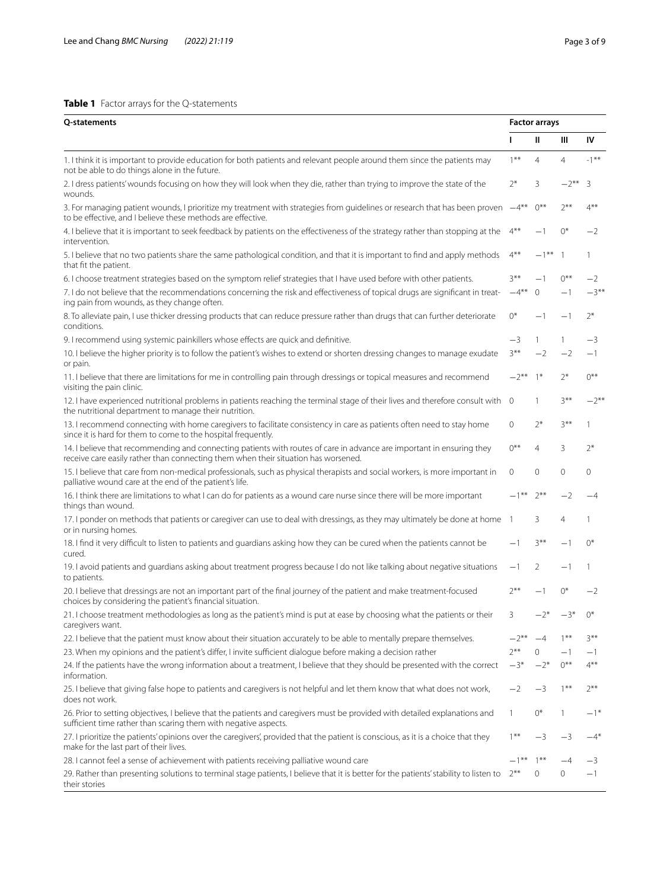**Table 1** Factor arrays for the Q-statements

| Q-statements | Factor arrays | | | |
|---|---|---|---|---|
| | I | II | III | IV |
| 1. I think it is important to provide education for both patients and relevant people around them since the patients may not be able to do things alone in the future. | 1** | 4 | 4 | -1** |
| 2. I dress patients' wounds focusing on how they will look when they die, rather than trying to improve the state of the wounds. | 2* | 3 | −2** | 3 |
| 3. For managing patient wounds, I prioritize my treatment with strategies from guidelines or research that has been proven to be effective, and I believe these methods are effective. | −4** | 0** | 2** | 4** |
| 4. I believe that it is important to seek feedback by patients on the effectiveness of the strategy rather than stopping at the intervention. | 4** | −1 | 0* | −2 |
| 5. I believe that no two patients share the same pathological condition, and that it is important to find and apply methods that fit the patient. | 4** | −1** | 1 | 1 |
| 6. I choose treatment strategies based on the symptom relief strategies that I have used before with other patients. | 3** | −1 | 0** | −2 |
| 7. I do not believe that the recommendations concerning the risk and effectiveness of topical drugs are significant in treating pain from wounds, as they change often. | −4** | 0 | −1 | −3** |
| 8. To alleviate pain, I use thicker dressing products that can reduce pressure rather than drugs that can further deteriorate conditions. | 0* | −1 | −1 | 2* |
| 9. I recommend using systemic painkillers whose effects are quick and definitive. | −3 | 1 | 1 | −3 |
| 10. I believe the higher priority is to follow the patient's wishes to extend or shorten dressing changes to manage exudate or pain. | 3** | −2 | −2 | −1 |
| 11. I believe that there are limitations for me in controlling pain through dressings or topical measures and recommend visiting the pain clinic. | −2** | 1* | 2* | 0** |
| 12. I have experienced nutritional problems in patients reaching the terminal stage of their lives and therefore consult with the nutritional department to manage their nutrition. | 0 | 1 | 3** | −2** |
| 13. I recommend connecting with home caregivers to facilitate consistency in care as patients often need to stay home since it is hard for them to come to the hospital frequently. | 0 | 2* | 3** | 1 |
| 14. I believe that recommending and connecting patients with routes of care in advance are important in ensuring they receive care easily rather than connecting them when their situation has worsened. | 0** | 4 | 3 | 2* |
| 15. I believe that care from non-medical professionals, such as physical therapists and social workers, is more important in palliative wound care at the end of the patient's life. | 0 | 0 | 0 | 0 |
| 16. I think there are limitations to what I can do for patients as a wound care nurse since there will be more important things than wound. | −1** | 2** | −2 | −4 |
| 17. I ponder on methods that patients or caregiver can use to deal with dressings, as they may ultimately be done at home or in nursing homes. | 1 | 3 | 4 | 1 |
| 18. I find it very difficult to listen to patients and guardians asking how they can be cured when the patients cannot be cured. | −1 | 3** | −1 | 0* |
| 19. I avoid patients and guardians asking about treatment progress because I do not like talking about negative situations to patients. | −1 | 2 | −1 | 1 |
| 20. I believe that dressings are not an important part of the final journey of the patient and make treatment-focused choices by considering the patient's financial situation. | 2** | −1 | 0* | −2 |
| 21. I choose treatment methodologies as long as the patient's mind is put at ease by choosing what the patients or their caregivers want. | 3 | −2* | −3* | 0* |
| 22. I believe that the patient must know about their situation accurately to be able to mentally prepare themselves. | −2** | −4 | 1** | 3** |
| 23. When my opinions and the patient's differ, I invite sufficient dialogue before making a decision rather | 2** | 0 | −1 | −1 |
| 24. If the patients have the wrong information about a treatment, I believe that they should be presented with the correct information. | −3* | −2* | 0** | 4** |
| 25. I believe that giving false hope to patients and caregivers is not helpful and let them know that what does not work, does not work. | −2 | −3 | 1** | 2** |
| 26. Prior to setting objectives, I believe that the patients and caregivers must be provided with detailed explanations and sufficient time rather than scaring them with negative aspects. | 1 | 0* | 1 | −1* |
| 27. I prioritize the patients' opinions over the caregivers', provided that the patient is conscious, as it is a choice that they make for the last part of their lives. | 1** | −3 | −3 | −4* |
| 28. I cannot feel a sense of achievement with patients receiving palliative wound care | −1** | 1** | −4 | −3 |
| 29. Rather than presenting solutions to terminal stage patients, I believe that it is better for the patients' stability to listen to their stories | 2** | 0 | 0 | −1 |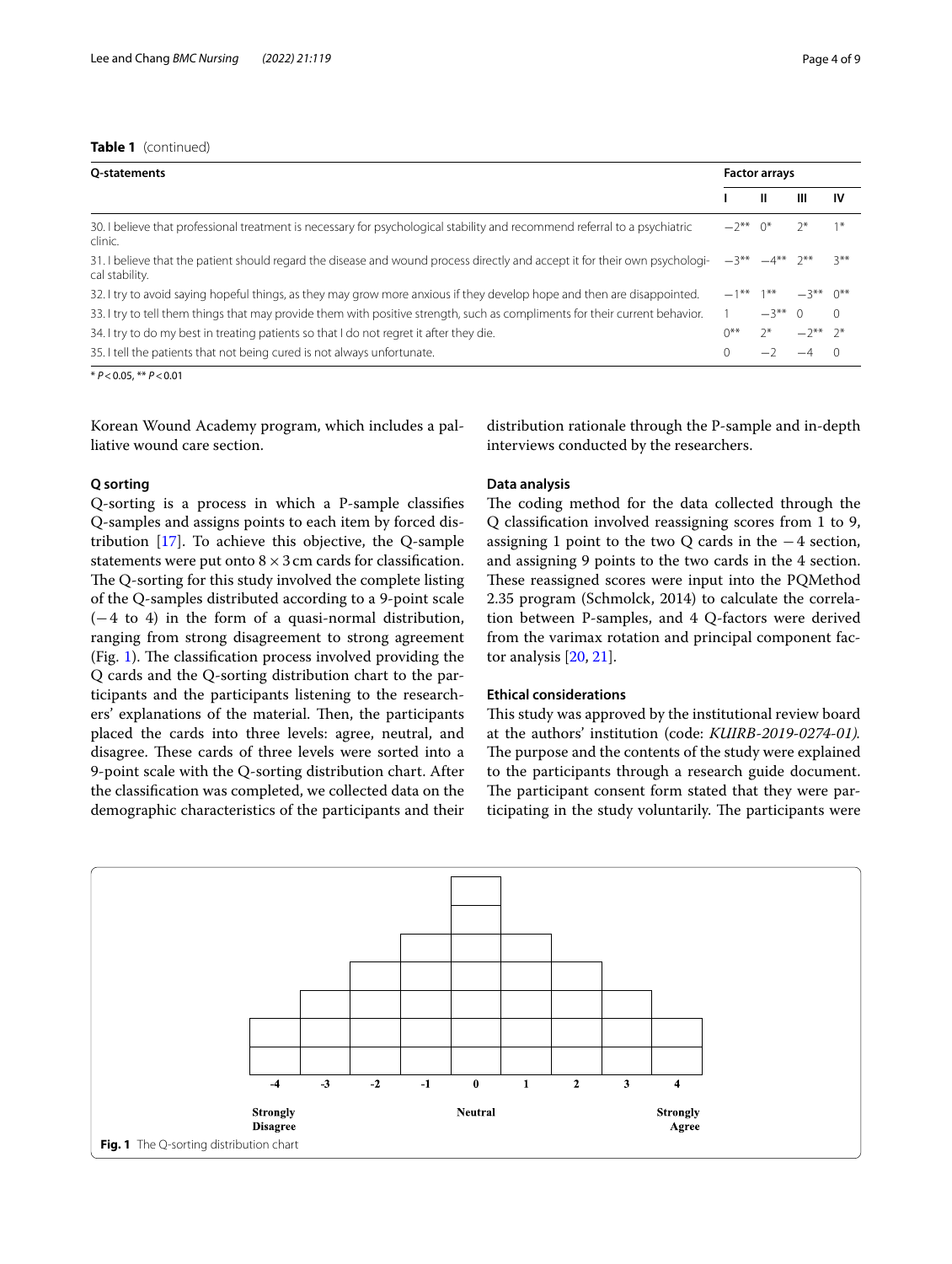**Table 1** (continued)

| Q-statements | Factor arrays | | | |
|---|---|---|---|---|
| | I | II | III | IV |
| 30. I believe that professional treatment is necessary for psychological stability and recommend referral to a psychiatric clinic. | −2** | 0* | 2* | 1* |
| 31. I believe that the patient should regard the disease and wound process directly and accept it for their own psychological stability. | −3** | −4** | 2** | 3** |
| 32. I try to avoid saying hopeful things, as they may grow more anxious if they develop hope and then are disappointed. | −1** | 1** | −3** | 0** |
| 33. I try to tell them things that may provide them with positive strength, such as compliments for their current behavior. | 1 | −3** | 0 | 0 |
| 34. I try to do my best in treating patients so that I do not regret it after they die. | 0** | 2* | −2** | 2* |
| 35. I tell the patients that not being cured is not always unfortunate. | 0 | −2 | −4 | 0 |

* $P < 0.05$, ** $P < 0.01$

Korean Wound Academy program, which includes a palliative wound care section.

### Q sorting

Q-sorting is a process in which a P-sample classifies Q-samples and assigns points to each item by forced distribution [17]. To achieve this objective, the Q-sample statements were put onto $8 \times 3$ cm cards for classification. The Q-sorting for this study involved the complete listing of the Q-samples distributed according to a 9-point scale ($-4$ to 4) in the form of a quasi-normal distribution, ranging from strong disagreement to strong agreement (Fig. 1). The classification process involved providing the Q cards and the Q-sorting distribution chart to the participants and the participants listening to the researchers' explanations of the material. Then, the participants placed the cards into three levels: agree, neutral, and disagree. These cards of three levels were sorted into a 9-point scale with the Q-sorting distribution chart. After the classification was completed, we collected data on the demographic characteristics of the participants and their distribution rationale through the P-sample and in-depth interviews conducted by the researchers.

### Data analysis

The coding method for the data collected through the Q classification involved reassigning scores from 1 to 9, assigning 1 point to the two Q cards in the $-4$ section, and assigning 9 points to the two cards in the 4 section. These reassigned scores were input into the PQMethod 2.35 program (Schmolck, 2014) to calculate the correlation between P-samples, and 4 Q-factors were derived from the varimax rotation and principal component factor analysis [20, 21].

### Ethical considerations

This study was approved by the institutional review board at the authors' institution (code: *KUIRB-2019-0274-01)*. The purpose and the contents of the study were explained to the participants through a research guide document. The participant consent form stated that they were participating in the study voluntarily. The participants were

-4 -3 -2 -1 0 1 2 3 4

Strongly Disagree — Neutral — Strongly Agree

**Fig. 1** The Q-sorting distribution chart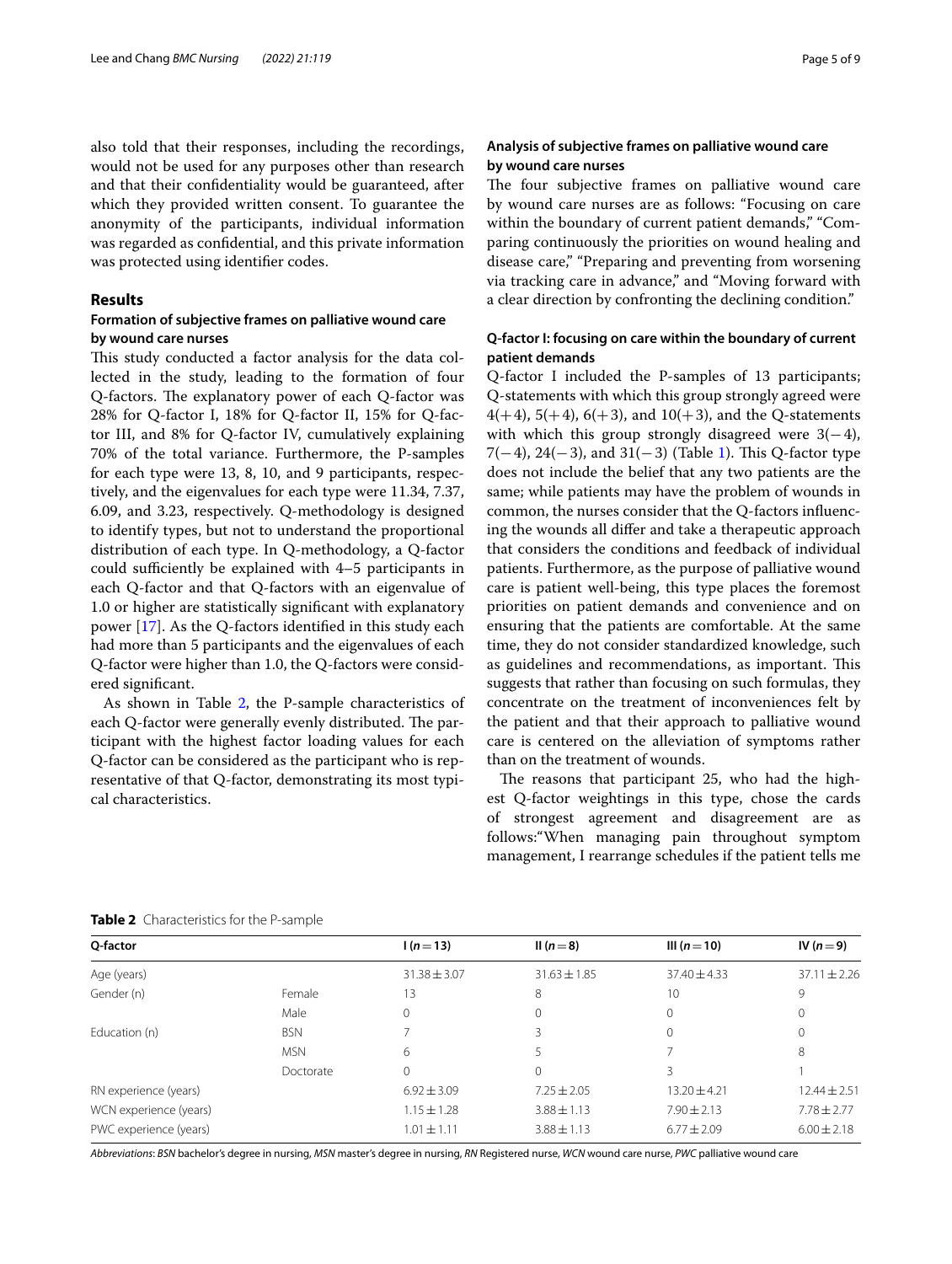also told that their responses, including the recordings, would not be used for any purposes other than research and that their confidentiality would be guaranteed, after which they provided written consent. To guarantee the anonymity of the participants, individual information was regarded as confidential, and this private information was protected using identifier codes.

## Results

### Formation of subjective frames on palliative wound care by wound care nurses

This study conducted a factor analysis for the data collected in the study, leading to the formation of four Q-factors. The explanatory power of each Q-factor was 28% for Q-factor I, 18% for Q-factor II, 15% for Q-factor III, and 8% for Q-factor IV, cumulatively explaining 70% of the total variance. Furthermore, the P-samples for each type were 13, 8, 10, and 9 participants, respectively, and the eigenvalues for each type were 11.34, 7.37, 6.09, and 3.23, respectively. Q-methodology is designed to identify types, but not to understand the proportional distribution of each type. In Q-methodology, a Q-factor could sufficiently be explained with 4–5 participants in each Q-factor and that Q-factors with an eigenvalue of 1.0 or higher are statistically significant with explanatory power [17]. As the Q-factors identified in this study each had more than 5 participants and the eigenvalues of each Q-factor were higher than 1.0, the Q-factors were considered significant.

As shown in Table 2, the P-sample characteristics of each Q-factor were generally evenly distributed. The participant with the highest factor loading values for each Q-factor can be considered as the participant who is representative of that Q-factor, demonstrating its most typical characteristics.

### Analysis of subjective frames on palliative wound care by wound care nurses

The four subjective frames on palliative wound care by wound care nurses are as follows: "Focusing on care within the boundary of current patient demands," "Comparing continuously the priorities on wound healing and disease care," "Preparing and preventing from worsening via tracking care in advance," and "Moving forward with a clear direction by confronting the declining condition."

### Q-factor I: focusing on care within the boundary of current patient demands

Q-factor I included the P-samples of 13 participants; Q-statements with which this group strongly agreed were 4(+4), 5(+4), 6(+3), and 10(+3), and the Q-statements with which this group strongly disagreed were 3(−4), 7(−4), 24(−3), and 31(−3) (Table 1). This Q-factor type does not include the belief that any two patients are the same; while patients may have the problem of wounds in common, the nurses consider that the Q-factors influencing the wounds all differ and take a therapeutic approach that considers the conditions and feedback of individual patients. Furthermore, as the purpose of palliative wound care is patient well-being, this type places the foremost priorities on patient demands and convenience and on ensuring that the patients are comfortable. At the same time, they do not consider standardized knowledge, such as guidelines and recommendations, as important. This suggests that rather than focusing on such formulas, they concentrate on the treatment of inconveniences felt by the patient and that their approach to palliative wound care is centered on the alleviation of symptoms rather than on the treatment of wounds.

The reasons that participant 25, who had the highest Q-factor weightings in this type, chose the cards of strongest agreement and disagreement are as follows:"When managing pain throughout symptom management, I rearrange schedules if the patient tells me

**Table 2** Characteristics for the P-sample

| Q-factor | | I ($n=13$) | II ($n=8$) | III ($n=10$) | IV ($n=9$) |
|---|---|---|---|---|---|
| Age (years) | | 31.38 ± 3.07 | 31.63 ± 1.85 | 37.40 ± 4.33 | 37.11 ± 2.26 |
| Gender (n) | Female | 13 | 8 | 10 | 9 |
| | Male | 0 | 0 | 0 | 0 |
| Education (n) | BSN | 7 | 3 | 0 | 0 |
| | MSN | 6 | 5 | 7 | 8 |
| | Doctorate | 0 | 0 | 3 | 1 |
| RN experience (years) | | 6.92 ± 3.09 | 7.25 ± 2.05 | 13.20 ± 4.21 | 12.44 ± 2.51 |
| WCN experience (years) | | 1.15 ± 1.28 | 3.88 ± 1.13 | 7.90 ± 2.13 | 7.78 ± 2.77 |
| PWC experience (years) | | 1.01 ± 1.11 | 3.88 ± 1.13 | 6.77 ± 2.09 | 6.00 ± 2.18 |

*Abbreviations*: *BSN* bachelor's degree in nursing, *MSN* master's degree in nursing, *RN* Registered nurse, *WCN* wound care nurse, *PWC* palliative wound care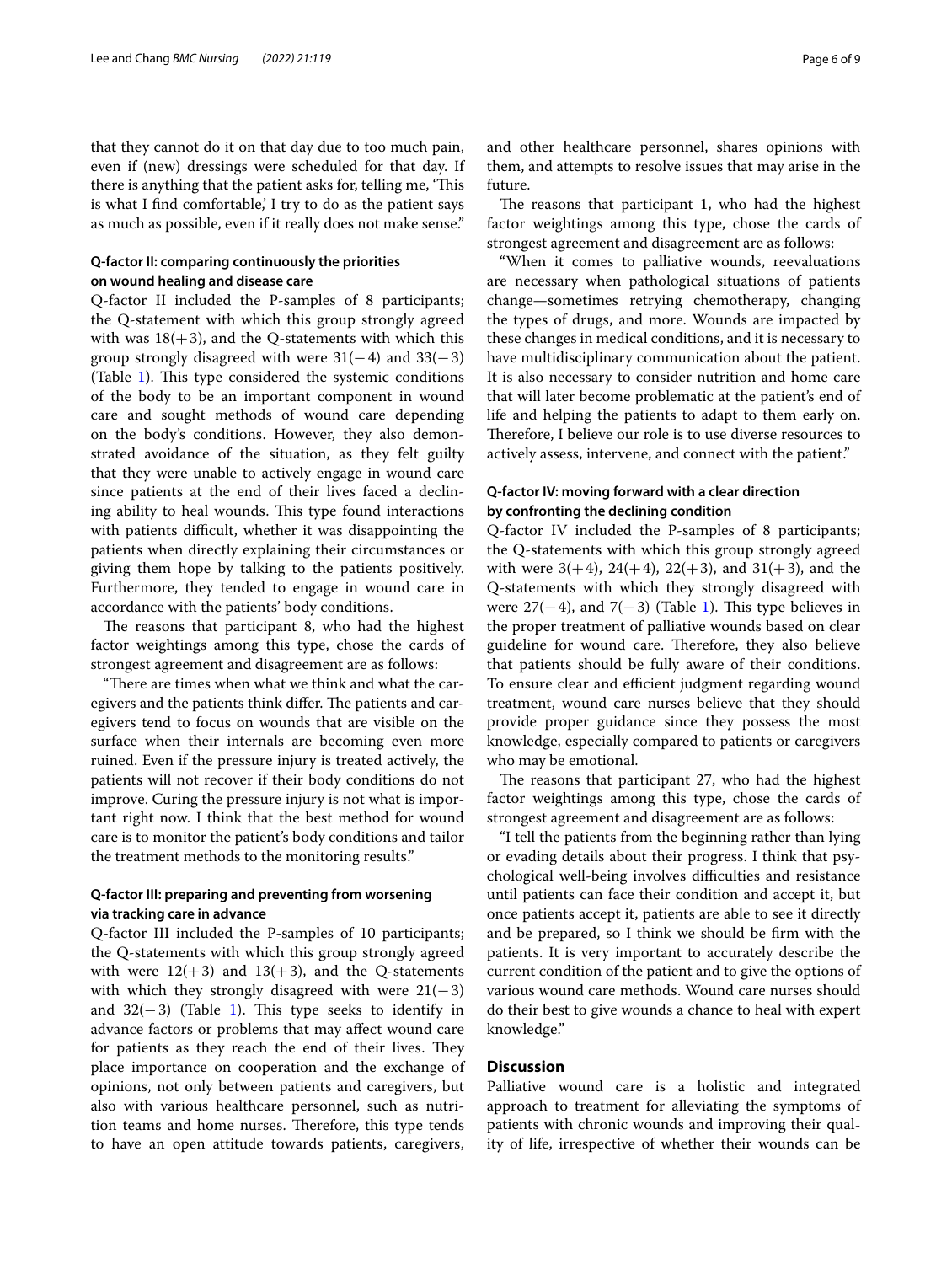that they cannot do it on that day due to too much pain, even if (new) dressings were scheduled for that day. If there is anything that the patient asks for, telling me, 'This is what I find comfortable,' I try to do as the patient says as much as possible, even if it really does not make sense."

#### Q-factor II: comparing continuously the priorities on wound healing and disease care

Q-factor II included the P-samples of 8 participants; the Q-statement with which this group strongly agreed with was 18(+3), and the Q-statements with which this group strongly disagreed with were 31(−4) and 33(−3) (Table 1). This type considered the systemic conditions of the body to be an important component in wound care and sought methods of wound care depending on the body's conditions. However, they also demonstrated avoidance of the situation, as they felt guilty that they were unable to actively engage in wound care since patients at the end of their lives faced a declining ability to heal wounds. This type found interactions with patients difficult, whether it was disappointing the patients when directly explaining their circumstances or giving them hope by talking to the patients positively. Furthermore, they tended to engage in wound care in accordance with the patients' body conditions.

The reasons that participant 8, who had the highest factor weightings among this type, chose the cards of strongest agreement and disagreement are as follows:

"There are times when what we think and what the caregivers and the patients think differ. The patients and caregivers tend to focus on wounds that are visible on the surface when their internals are becoming even more ruined. Even if the pressure injury is treated actively, the patients will not recover if their body conditions do not improve. Curing the pressure injury is not what is important right now. I think that the best method for wound care is to monitor the patient's body conditions and tailor the treatment methods to the monitoring results."

#### Q-factor III: preparing and preventing from worsening via tracking care in advance

Q-factor III included the P-samples of 10 participants; the Q-statements with which this group strongly agreed with were 12(+3) and 13(+3), and the Q-statements with which they strongly disagreed with were 21(−3) and 32(−3) (Table 1). This type seeks to identify in advance factors or problems that may affect wound care for patients as they reach the end of their lives. They place importance on cooperation and the exchange of opinions, not only between patients and caregivers, but also with various healthcare personnel, such as nutrition teams and home nurses. Therefore, this type tends to have an open attitude towards patients, caregivers, and other healthcare personnel, shares opinions with them, and attempts to resolve issues that may arise in the future.

The reasons that participant 1, who had the highest factor weightings among this type, chose the cards of strongest agreement and disagreement are as follows:

"When it comes to palliative wounds, reevaluations are necessary when pathological situations of patients change—sometimes retrying chemotherapy, changing the types of drugs, and more. Wounds are impacted by these changes in medical conditions, and it is necessary to have multidisciplinary communication about the patient. It is also necessary to consider nutrition and home care that will later become problematic at the patient's end of life and helping the patients to adapt to them early on. Therefore, I believe our role is to use diverse resources to actively assess, intervene, and connect with the patient."

#### Q-factor IV: moving forward with a clear direction by confronting the declining condition

Q-factor IV included the P-samples of 8 participants; the Q-statements with which this group strongly agreed with were 3(+4), 24(+4), 22(+3), and 31(+3), and the Q-statements with which they strongly disagreed with were 27(−4), and 7(−3) (Table 1). This type believes in the proper treatment of palliative wounds based on clear guideline for wound care. Therefore, they also believe that patients should be fully aware of their conditions. To ensure clear and efficient judgment regarding wound treatment, wound care nurses believe that they should provide proper guidance since they possess the most knowledge, especially compared to patients or caregivers who may be emotional.

The reasons that participant 27, who had the highest factor weightings among this type, chose the cards of strongest agreement and disagreement are as follows:

"I tell the patients from the beginning rather than lying or evading details about their progress. I think that psychological well-being involves difficulties and resistance until patients can face their condition and accept it, but once patients accept it, patients are able to see it directly and be prepared, so I think we should be firm with the patients. It is very important to accurately describe the current condition of the patient and to give the options of various wound care methods. Wound care nurses should do their best to give wounds a chance to heal with expert knowledge."

## Discussion

Palliative wound care is a holistic and integrated approach to treatment for alleviating the symptoms of patients with chronic wounds and improving their quality of life, irrespective of whether their wounds can be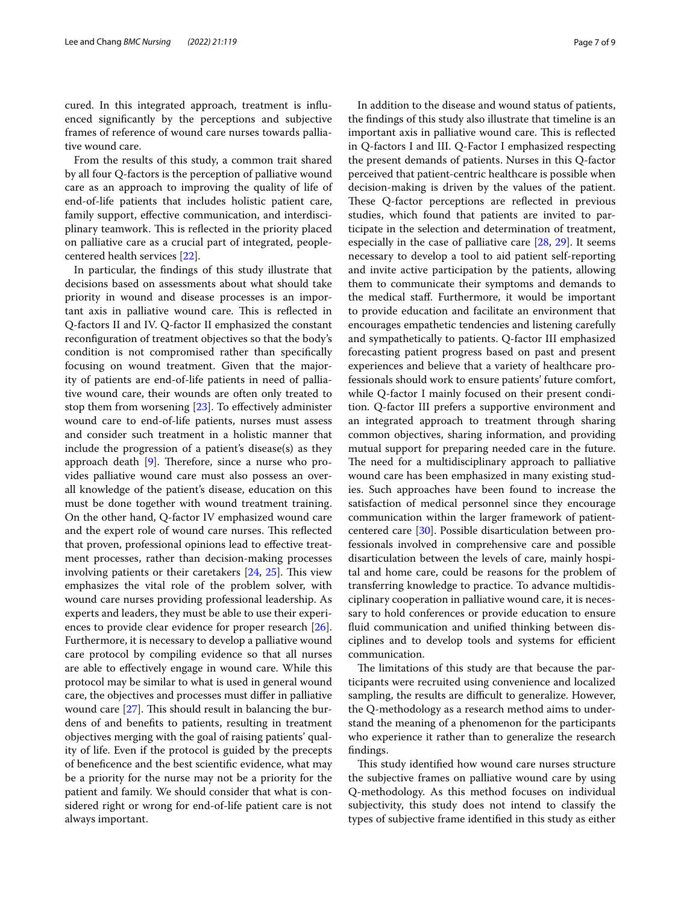cured. In this integrated approach, treatment is influenced significantly by the perceptions and subjective frames of reference of wound care nurses towards palliative wound care.

From the results of this study, a common trait shared by all four Q-factors is the perception of palliative wound care as an approach to improving the quality of life of end-of-life patients that includes holistic patient care, family support, effective communication, and interdisciplinary teamwork. This is reflected in the priority placed on palliative care as a crucial part of integrated, people-centered health services [22].

In particular, the findings of this study illustrate that decisions based on assessments about what should take priority in wound and disease processes is an important axis in palliative wound care. This is reflected in Q-factors II and IV. Q-factor II emphasized the constant reconfiguration of treatment objectives so that the body's condition is not compromised rather than specifically focusing on wound treatment. Given that the majority of patients are end-of-life patients in need of palliative wound care, their wounds are often only treated to stop them from worsening [23]. To effectively administer wound care to end-of-life patients, nurses must assess and consider such treatment in a holistic manner that include the progression of a patient's disease(s) as they approach death [9]. Therefore, since a nurse who provides palliative wound care must also possess an overall knowledge of the patient's disease, education on this must be done together with wound treatment training. On the other hand, Q-factor IV emphasized wound care and the expert role of wound care nurses. This reflected that proven, professional opinions lead to effective treatment processes, rather than decision-making processes involving patients or their caretakers [24, 25]. This view emphasizes the vital role of the problem solver, with wound care nurses providing professional leadership. As experts and leaders, they must be able to use their experiences to provide clear evidence for proper research [26]. Furthermore, it is necessary to develop a palliative wound care protocol by compiling evidence so that all nurses are able to effectively engage in wound care. While this protocol may be similar to what is used in general wound care, the objectives and processes must differ in palliative wound care [27]. This should result in balancing the burdens of and benefits to patients, resulting in treatment objectives merging with the goal of raising patients' quality of life. Even if the protocol is guided by the precepts of beneficence and the best scientific evidence, what may be a priority for the nurse may not be a priority for the patient and family. We should consider that what is considered right or wrong for end-of-life patient care is not always important.

In addition to the disease and wound status of patients, the findings of this study also illustrate that timeline is an important axis in palliative wound care. This is reflected in Q-factors I and III. Q-Factor I emphasized respecting the present demands of patients. Nurses in this Q-factor perceived that patient-centric healthcare is possible when decision-making is driven by the values of the patient. These Q-factor perceptions are reflected in previous studies, which found that patients are invited to participate in the selection and determination of treatment, especially in the case of palliative care [28, 29]. It seems necessary to develop a tool to aid patient self-reporting and invite active participation by the patients, allowing them to communicate their symptoms and demands to the medical staff. Furthermore, it would be important to provide education and facilitate an environment that encourages empathetic tendencies and listening carefully and sympathetically to patients. Q-factor III emphasized forecasting patient progress based on past and present experiences and believe that a variety of healthcare professionals should work to ensure patients' future comfort, while Q-factor I mainly focused on their present condition. Q-factor III prefers a supportive environment and an integrated approach to treatment through sharing common objectives, sharing information, and providing mutual support for preparing needed care in the future. The need for a multidisciplinary approach to palliative wound care has been emphasized in many existing studies. Such approaches have been found to increase the satisfaction of medical personnel since they encourage communication within the larger framework of patient-centered care [30]. Possible disarticulation between professionals involved in comprehensive care and possible disarticulation between the levels of care, mainly hospital and home care, could be reasons for the problem of transferring knowledge to practice. To advance multidisciplinary cooperation in palliative wound care, it is necessary to hold conferences or provide education to ensure fluid communication and unified thinking between disciplines and to develop tools and systems for efficient communication.

The limitations of this study are that because the participants were recruited using convenience and localized sampling, the results are difficult to generalize. However, the Q-methodology as a research method aims to understand the meaning of a phenomenon for the participants who experience it rather than to generalize the research findings.

This study identified how wound care nurses structure the subjective frames on palliative wound care by using Q-methodology. As this method focuses on individual subjectivity, this study does not intend to classify the types of subjective frame identified in this study as either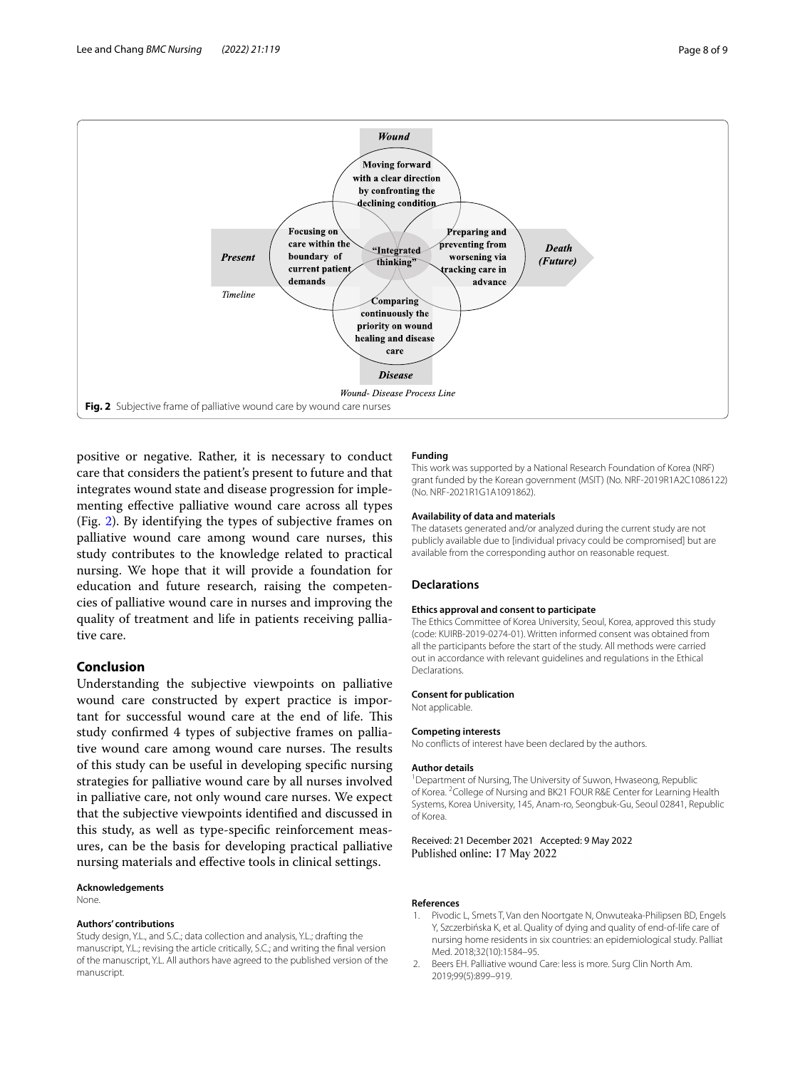Fig. 2 Subjective frame of palliative wound care by wound care nurses

positive or negative. Rather, it is necessary to conduct care that considers the patient's present to future and that integrates wound state and disease progression for implementing effective palliative wound care across all types (Fig. 2). By identifying the types of subjective frames on palliative wound care among wound care nurses, this study contributes to the knowledge related to practical nursing. We hope that it will provide a foundation for education and future research, raising the competencies of palliative wound care in nurses and improving the quality of treatment and life in patients receiving palliative care.

## Conclusion

Understanding the subjective viewpoints on palliative wound care constructed by expert practice is important for successful wound care at the end of life. This study confirmed 4 types of subjective frames on palliative wound care among wound care nurses. The results of this study can be useful in developing specific nursing strategies for palliative wound care by all nurses involved in palliative care, not only wound care nurses. We expect that the subjective viewpoints identified and discussed in this study, as well as type-specific reinforcement measures, can be the basis for developing practical palliative nursing materials and effective tools in clinical settings.

### Acknowledgements

None.

### Authors' contributions

Study design, Y.L., and S.C.; data collection and analysis, Y.L.; drafting the manuscript, Y.L.; revising the article critically, S.C.; and writing the final version of the manuscript, Y.L. All authors have agreed to the published version of the manuscript.

### Funding

This work was supported by a National Research Foundation of Korea (NRF) grant funded by the Korean government (MSIT) (No. NRF-2019R1A2C1086122) (No. NRF-2021R1G1A1091862).

### Availability of data and materials

The datasets generated and/or analyzed during the current study are not publicly available due to [individual privacy could be compromised] but are available from the corresponding author on reasonable request.

## Declarations

### Ethics approval and consent to participate

The Ethics Committee of Korea University, Seoul, Korea, approved this study (code: KUIRB-2019-0274-01). Written informed consent was obtained from all the participants before the start of the study. All methods were carried out in accordance with relevant guidelines and regulations in the Ethical Declarations.

### Consent for publication

Not applicable.

### Competing interests

No conflicts of interest have been declared by the authors.

### Author details

[1]Department of Nursing, The University of Suwon, Hwaseong, Republic of Korea. [2]College of Nursing and BK21 FOUR R&E Center for Learning Health Systems, Korea University, 145, Anam-ro, Seongbuk-Gu, Seoul 02841, Republic of Korea.

Received: 21 December 2021 Accepted: 9 May 2022
Published online: 17 May 2022

### References

1. Pivodic L, Smets T, Van den Noortgate N, Onwuteaka-Philipsen BD, Engels Y, Szczerbińska K, et al. Quality of dying and quality of end-of-life care of nursing home residents in six countries: an epidemiological study. Palliat Med. 2018;32(10):1584–95.
2. Beers EH. Palliative wound Care: less is more. Surg Clin North Am. 2019;99(5):899–919.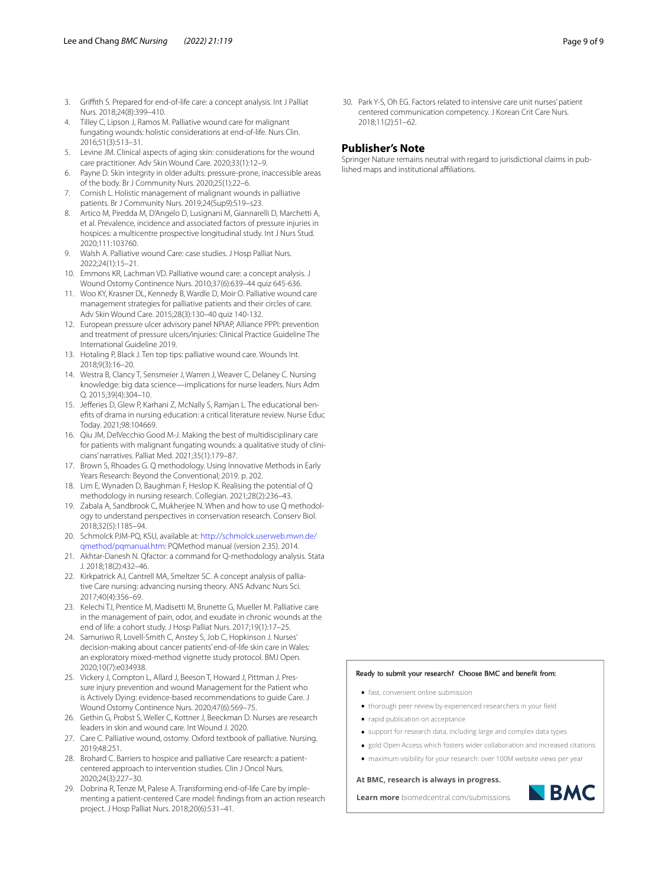3. Griffith S. Prepared for end-of-life care: a concept analysis. Int J Palliat Nurs. 2018;24(8):399–410.
4. Tilley C, Lipson J, Ramos M. Palliative wound care for malignant fungating wounds: holistic considerations at end-of-life. Nurs Clin. 2016;51(3):513–31.
5. Levine JM. Clinical aspects of aging skin: considerations for the wound care practitioner. Adv Skin Wound Care. 2020;33(1):12–9.
6. Payne D. Skin integrity in older adults: pressure-prone, inaccessible areas of the body. Br J Community Nurs. 2020;25(1):22–6.
7. Cornish L. Holistic management of malignant wounds in palliative patients. Br J Community Nurs. 2019;24(Sup9):S19–s23.
8. Artico M, Piredda M, D'Angelo D, Lusignani M, Giannarelli D, Marchetti A, et al. Prevalence, incidence and associated factors of pressure injuries in hospices: a multicentre prospective longitudinal study. Int J Nurs Stud. 2020;111:103760.
9. Walsh A. Palliative wound Care: case studies. J Hosp Palliat Nurs. 2022;24(1):15–21.
10. Emmons KR, Lachman VD. Palliative wound care: a concept analysis. J Wound Ostomy Continence Nurs. 2010;37(6):639–44 quiz 645-636.
11. Woo KY, Krasner DL, Kennedy B, Wardle D, Moir O. Palliative wound care management strategies for palliative patients and their circles of care. Adv Skin Wound Care. 2015;28(3):130–40 quiz 140-132.
12. European pressure ulcer advisory panel NPIAP, Alliance PPPI: prevention and treatment of pressure ulcers/injuries: Clinical Practice Guideline The International Guideline 2019.
13. Hotaling P, Black J. Ten top tips: palliative wound care. Wounds Int. 2018;9(3):16–20.
14. Westra B, Clancy T, Sensmeier J, Warren J, Weaver C, Delaney C. Nursing knowledge: big data science—implications for nurse leaders. Nurs Adm Q. 2015;39(4):304–10.
15. Jefferies D, Glew P, Karhani Z, McNally S, Ramjan L. The educational benefits of drama in nursing education: a critical literature review. Nurse Educ Today. 2021;98:104669.
16. Qiu JM, DelVecchio Good M-J. Making the best of multidisciplinary care for patients with malignant fungating wounds: a qualitative study of clinicians' narratives. Palliat Med. 2021;35(1):179–87.
17. Brown S, Rhoades G. Q methodology. Using Innovative Methods in Early Years Research: Beyond the Conventional; 2019. p. 202.
18. Lim E, Wynaden D, Baughman F, Heslop K. Realising the potential of Q methodology in nursing research. Collegian. 2021;28(2):236–43.
19. Zabala A, Sandbrook C, Mukherjee N. When and how to use Q methodology to understand perspectives in conservation research. Conserv Biol. 2018;32(5):1185–94.
20. Schmolck PJM-PQ, KSU, available at: http://schmolck.userweb.mwn.de/qmethod/pqmanual.htm: PQMethod manual (version 2.35). 2014.
21. Akhtar-Danesh N. Qfactor: a command for Q-methodology analysis. Stata J. 2018;18(2):432–46.
22. Kirkpatrick AJ, Cantrell MA, Smeltzer SC. A concept analysis of palliative Care nursing: advancing nursing theory. ANS Advanc Nurs Sci. 2017;40(4):356–69.
23. Kelechi TJ, Prentice M, Madisetti M, Brunette G, Mueller M. Palliative care in the management of pain, odor, and exudate in chronic wounds at the end of life: a cohort study. J Hosp Palliat Nurs. 2017;19(1):17–25.
24. Samuriwo R, Lovell-Smith C, Anstey S, Job C, Hopkinson J. Nurses' decision-making about cancer patients' end-of-life skin care in Wales: an exploratory mixed-method vignette study protocol. BMJ Open. 2020;10(7):e034938.
25. Vickery J, Compton L, Allard J, Beeson T, Howard J, Pittman J. Pressure injury prevention and wound Management for the Patient who is Actively Dying: evidence-based recommendations to guide Care. J Wound Ostomy Continence Nurs. 2020;47(6):569–75.
26. Gethin G, Probst S, Weller C, Kottner J, Beeckman D. Nurses are research leaders in skin and wound care. Int Wound J. 2020.
27. Care C. Palliative wound, ostomy. Oxford textbook of palliative. Nursing. 2019;48:251.
28. Brohard C. Barriers to hospice and palliative Care research: a patient-centered approach to intervention studies. Clin J Oncol Nurs. 2020;24(3):227–30.
29. Dobrina R, Tenze M, Palese A. Transforming end-of-life Care by implementing a patient-centered Care model: findings from an action research project. J Hosp Palliat Nurs. 2018;20(6):531–41.
30. Park Y-S, Oh EG. Factors related to intensive care unit nurses' patient centered communication competency. J Korean Crit Care Nurs. 2018;11(2):51–62.

## Publisher's Note

Springer Nature remains neutral with regard to jurisdictional claims in published maps and institutional affiliations.

Ready to submit your research? Choose BMC and benefit from:

- fast, convenient online submission
- thorough peer review by experienced researchers in your field
- rapid publication on acceptance
- support for research data, including large and complex data types
- gold Open Access which fosters wider collaboration and increased citations
- maximum visibility for your research: over 100M website views per year

**At BMC, research is always in progress.**

**Learn more** biomedcentral.com/submissions

BMC